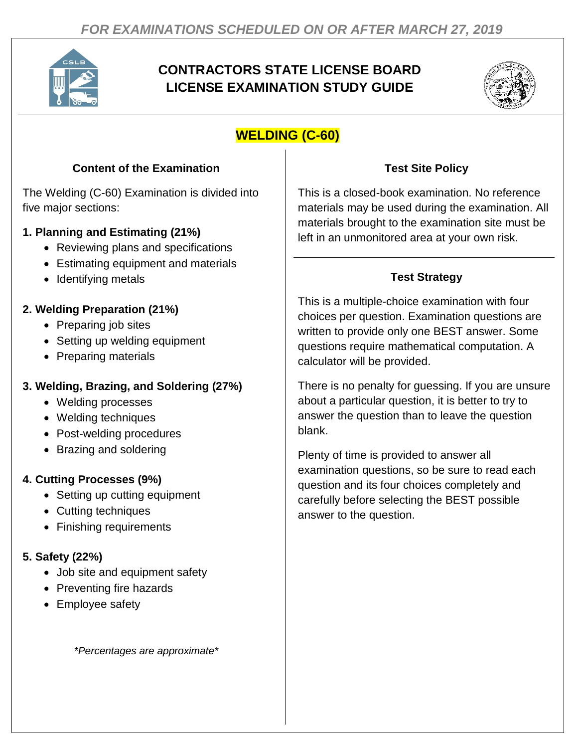*FOR EXAMINATIONS SCHEDULED ON OR AFTER MARCH 27, 2019*

# CONTRACTORS STATE LICENSE BOARD
# LICENSE EXAMINATION STUDY GUIDE

## WELDING (C-60)

### Content of the Examination

The Welding (C-60) Examination is divided into five major sections:

**1. Planning and Estimating (21%)**

- Reviewing plans and specifications
- Estimating equipment and materials
- Identifying metals

**2. Welding Preparation (21%)**

- Preparing job sites
- Setting up welding equipment
- Preparing materials

**3. Welding, Brazing, and Soldering (27%)**

- Welding processes
- Welding techniques
- Post-welding procedures
- Brazing and soldering

**4. Cutting Processes (9%)**

- Setting up cutting equipment
- Cutting techniques
- Finishing requirements

**5. Safety (22%)**

- Job site and equipment safety
- Preventing fire hazards
- Employee safety

*\*Percentages are approximate\**

### Test Site Policy

This is a closed-book examination. No reference materials may be used during the examination. All materials brought to the examination site must be left in an unmonitored area at your own risk.

### Test Strategy

This is a multiple-choice examination with four choices per question. Examination questions are written to provide only one BEST answer. Some questions require mathematical computation. A calculator will be provided.

There is no penalty for guessing. If you are unsure about a particular question, it is better to try to answer the question than to leave the question blank.

Plenty of time is provided to answer all examination questions, so be sure to read each question and its four choices completely and carefully before selecting the BEST possible answer to the question.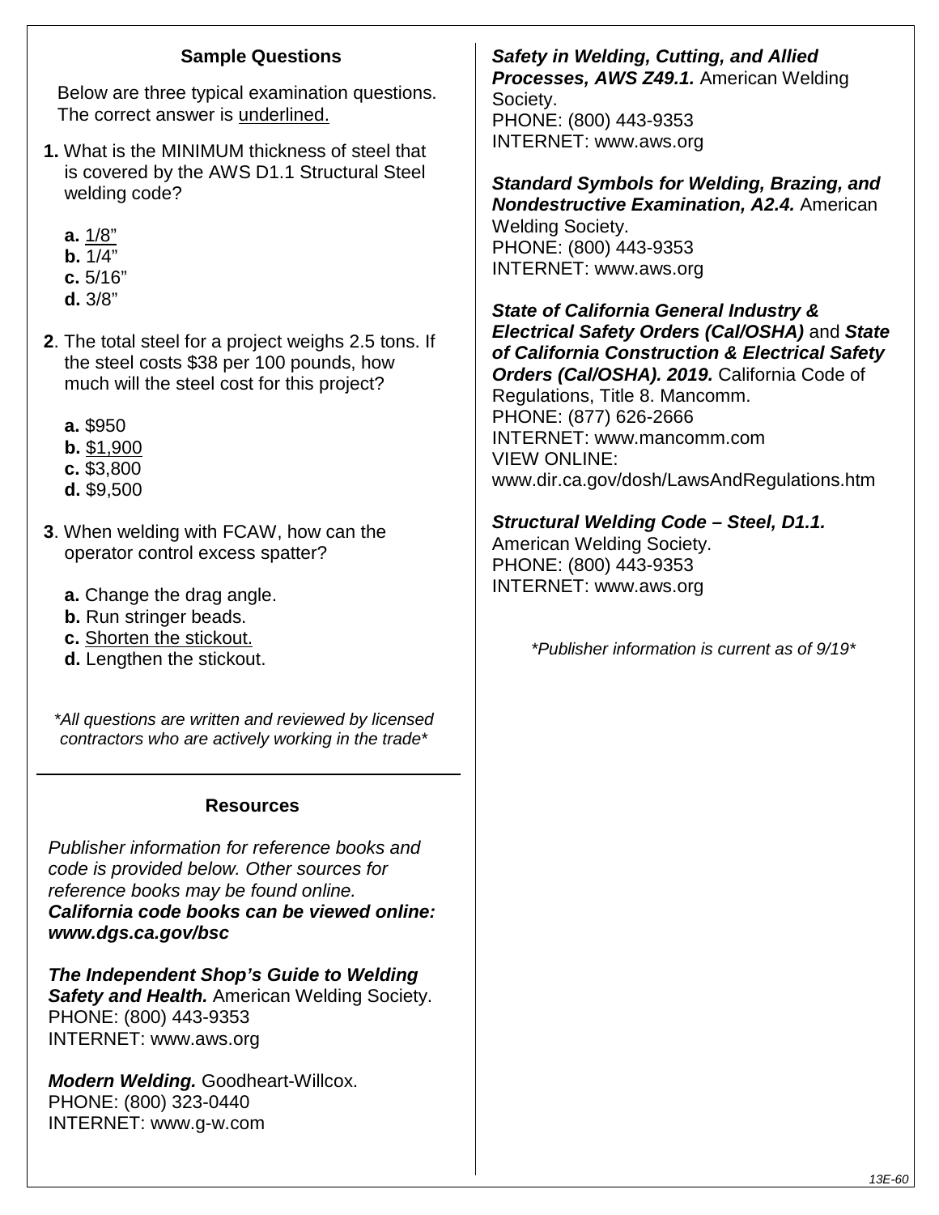## Sample Questions

Below are three typical examination questions. The correct answer is <u>underlined.</u>

**1.** What is the MINIMUM thickness of steel that is covered by the AWS D1.1 Structural Steel welding code?

**a.** <u>1/8”</u>
**b.** 1/4”
**c.** 5/16”
**d.** 3/8”

**2**. The total steel for a project weighs 2.5 tons. If the steel costs $38 per 100 pounds, how much will the steel cost for this project?

**a.** $950
**b.** <u>$1,900</u>
**c.** $3,800
**d.** $9,500

**3**. When welding with FCAW, how can the operator control excess spatter?

**a.** Change the drag angle.
**b.** Run stringer beads.
**c.** <u>Shorten the stickout.</u>
**d.** Lengthen the stickout.

*\*All questions are written and reviewed by licensed contractors who are actively working in the trade\**

---

## Resources

*Publisher information for reference books and code is provided below. Other sources for reference books may be found online.*
***California code books can be viewed online: www.dgs.ca.gov/bsc***

***The Independent Shop’s Guide to Welding Safety and Health.*** American Welding Society.
PHONE: (800) 443-9353
INTERNET: www.aws.org

***Modern Welding.*** Goodheart-Willcox.
PHONE: (800) 323-0440
INTERNET: www.g-w.com

***Safety in Welding, Cutting, and Allied Processes, AWS Z49.1.*** American Welding Society.
PHONE: (800) 443-9353
INTERNET: www.aws.org

***Standard Symbols for Welding, Brazing, and Nondestructive Examination, A2.4.*** American Welding Society.
PHONE: (800) 443-9353
INTERNET: www.aws.org

***State of California General Industry & Electrical Safety Orders (Cal/OSHA)*** and ***State of California Construction & Electrical Safety Orders (Cal/OSHA). 2019.*** California Code of Regulations, Title 8. Mancomm.
PHONE: (877) 626-2666
INTERNET: www.mancomm.com
VIEW ONLINE:
www.dir.ca.gov/dosh/LawsAndRegulations.htm

***Structural Welding Code – Steel, D1.1.*** American Welding Society.
PHONE: (800) 443-9353
INTERNET: www.aws.org

*\*Publisher information is current as of 9/19\**